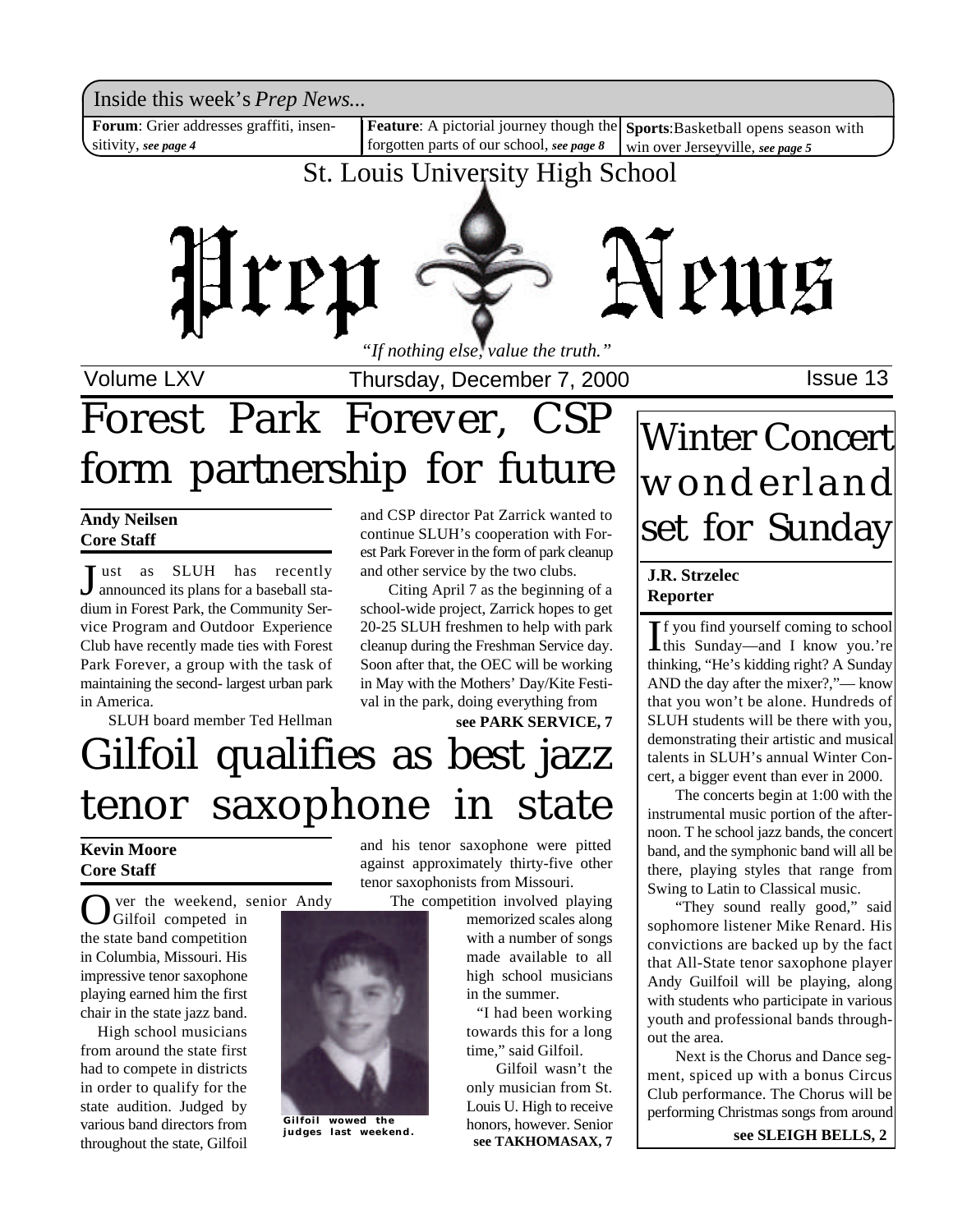Inside this week's *Prep News...*

**Forum**: Grier addresses graffiti, insensitivity, *see page 4*

**Feature**: A pictorial journey though the forgotten parts of our school, *see page 8*

**Sports**: Basketball opens season with win over Jerseyville, *see page 5*

St. Louis University High School

# Prep News

*"If nothing else, value the truth."*

Volume LXV — Thursday, December 7, 2000 — Issue 13

# Forest Park Forever, CSP form partnership for future

**Andy Neilsen**
**Core Staff**

Just as SLUH has recently announced its plans for a baseball stadium in Forest Park, the Community Service Program and Outdoor Experience Club have recently made ties with Forest Park Forever, a group with the task of maintaining the second- largest urban park in America.

SLUH board member Ted Hellman and CSP director Pat Zarrick wanted to continue SLUH's cooperation with Forest Park Forever in the form of park cleanup and other service by the two clubs.

Citing April 7 as the beginning of a school-wide project, Zarrick hopes to get 20-25 SLUH freshmen to help with park cleanup during the Freshman Service day. Soon after that, the OEC will be working in May with the Mothers' Day/Kite Festival in the park, doing everything from

**see PARK SERVICE, 7**

# Gilfoil qualifies as best jazz tenor saxophone in state

**Kevin Moore**
**Core Staff**

Over the weekend, senior Andy Gilfoil competed in the state band competition in Columbia, Missouri. His impressive tenor saxophone playing earned him the first chair in the state jazz band.

High school musicians from around the state first had to compete in districts in order to qualify for the state audition. Judged by various band directors from throughout the state, Gilfoil and his tenor saxophone were pitted against approximately thirty-five other tenor saxophonists from Missouri.

The competition involved playing memorized scales along with a number of songs made available to all high school musicians in the summer.

"I had been working towards this for a long time," said Gilfoil.

Gilfoil wasn't the only musician from St. Louis U. High to receive honors, however. Senior

**see TAKHOMASAX, 7**

Gilfoil wowed the judges last weekend.

# Winter Concert wonderland set for Sunday

**J.R. Strzelec**
**Reporter**

If you find yourself coming to school this Sunday—and I know you.'re thinking, "He's kidding right? A Sunday AND the day after the mixer?,"— know that you won't be alone. Hundreds of SLUH students will be there with you, demonstrating their artistic and musical talents in SLUH's annual Winter Concert, a bigger event than ever in 2000.

The concerts begin at 1:00 with the instrumental music portion of the afternoon. T he school jazz bands, the concert band, and the symphonic band will all be there, playing styles that range from Swing to Latin to Classical music.

"They sound really good," said sophomore listener Mike Renard. His convictions are backed up by the fact that All-State tenor saxophone player Andy Guilfoil will be playing, along with students who participate in various youth and professional bands throughout the area.

Next is the Chorus and Dance segment, spiced up with a bonus Circus Club performance. The Chorus will be performing Christmas songs from around

**see SLEIGH BELLS, 2**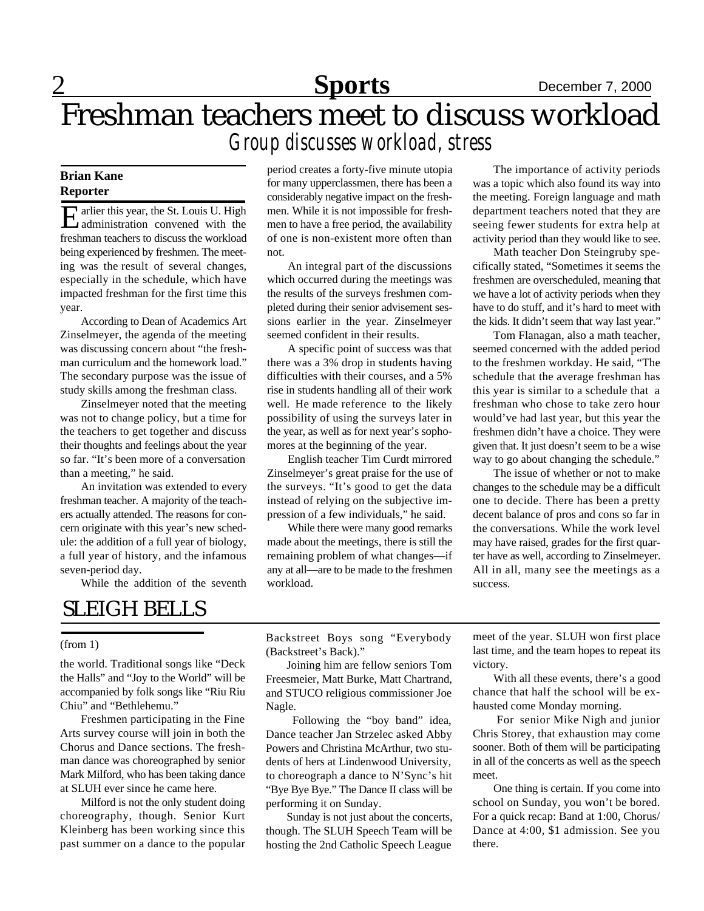# Freshman teachers meet to discuss workload

## *Group discusses workload, stress*

**Brian Kane**
**Reporter**

Earlier this year, the St. Louis U. High administration convened with the freshman teachers to discuss the workload being experienced by freshmen. The meeting was the result of several changes, especially in the schedule, which have impacted freshman for the first time this year.

According to Dean of Academics Art Zinselmeyer, the agenda of the meeting was discussing concern about "the freshman curriculum and the homework load." The secondary purpose was the issue of study skills among the freshman class.

Zinselmeyer noted that the meeting was not to change policy, but a time for the teachers to get together and discuss their thoughts and feelings about the year so far. "It's been more of a conversation than a meeting," he said.

An invitation was extended to every freshman teacher. A majority of the teachers actually attended. The reasons for concern originate with this year's new schedule: the addition of a full year of biology, a full year of history, and the infamous seven-period day.

While the addition of the seventh period creates a forty-five minute utopia for many upperclassmen, there has been a considerably negative impact on the freshmen. While it is not impossible for freshmen to have a free period, the availability of one is non-existent more often than not.

An integral part of the discussions which occurred during the meetings was the results of the surveys freshmen completed during their senior advisement sessions earlier in the year. Zinselmeyer seemed confident in their results.

A specific point of success was that there was a 3% drop in students having difficulties with their courses, and a 5% rise in students handling all of their work well. He made reference to the likely possibility of using the surveys later in the year, as well as for next year's sophomores at the beginning of the year.

English teacher Tim Curdt mirrored Zinselmeyer's great praise for the use of the surveys. "It's good to get the data instead of relying on the subjective impression of a few individuals," he said.

While there were many good remarks made about the meetings, there is still the remaining problem of what changes—if any at all—are to be made to the freshmen workload.

The importance of activity periods was a topic which also found its way into the meeting. Foreign language and math department teachers noted that they are seeing fewer students for extra help at activity period than they would like to see.

Math teacher Don Steingruby specifically stated, "Sometimes it seems the freshmen are overscheduled, meaning that we have a lot of activity periods when they have to do stuff, and it's hard to meet with the kids. It didn't seem that way last year."

Tom Flanagan, also a math teacher, seemed concerned with the added period to the freshmen workday. He said, "The schedule that the average freshman has this year is similar to a schedule that a freshman who chose to take zero hour would've had last year, but this year the freshmen didn't have a choice. They were given that. It just doesn't seem to be a wise way to go about changing the schedule."

The issue of whether or not to make changes to the schedule may be a difficult one to decide. There has been a pretty decent balance of pros and cons so far in the conversations. While the work level may have raised, grades for the first quarter have as well, according to Zinselmeyer. All in all, many see the meetings as a success.

# SLEIGH BELLS

(from 1)

the world. Traditional songs like "Deck the Halls" and "Joy to the World" will be accompanied by folk songs like "Riu Riu Chiu" and "Bethlehemu."

Freshmen participating in the Fine Arts survey course will join in both the Chorus and Dance sections. The freshman dance was choreographed by senior Mark Milford, who has been taking dance at SLUH ever since he came here.

Milford is not the only student doing choreography, though. Senior Kurt Kleinberg has been working since this past summer on a dance to the popular Backstreet Boys song "Everybody (Backstreet's Back)."

Joining him are fellow seniors Tom Freesmeier, Matt Burke, Matt Chartrand, and STUCO religious commissioner Joe Nagle.

Following the "boy band" idea, Dance teacher Jan Strzelec asked Abby Powers and Christina McArthur, two students of hers at Lindenwood University, to choreograph a dance to N'Sync's hit "Bye Bye Bye." The Dance II class will be performing it on Sunday.

Sunday is not just about the concerts, though. The SLUH Speech Team will be hosting the 2nd Catholic Speech League meet of the year. SLUH won first place last time, and the team hopes to repeat its victory.

With all these events, there's a good chance that half the school will be exhausted come Monday morning.

For senior Mike Nigh and junior Chris Storey, that exhaustion may come sooner. Both of them will be participating in all of the concerts as well as the speech meet.

One thing is certain. If you come into school on Sunday, you won't be bored. For a quick recap: Band at 1:00, Chorus/ Dance at 4:00, $1 admission. See you there.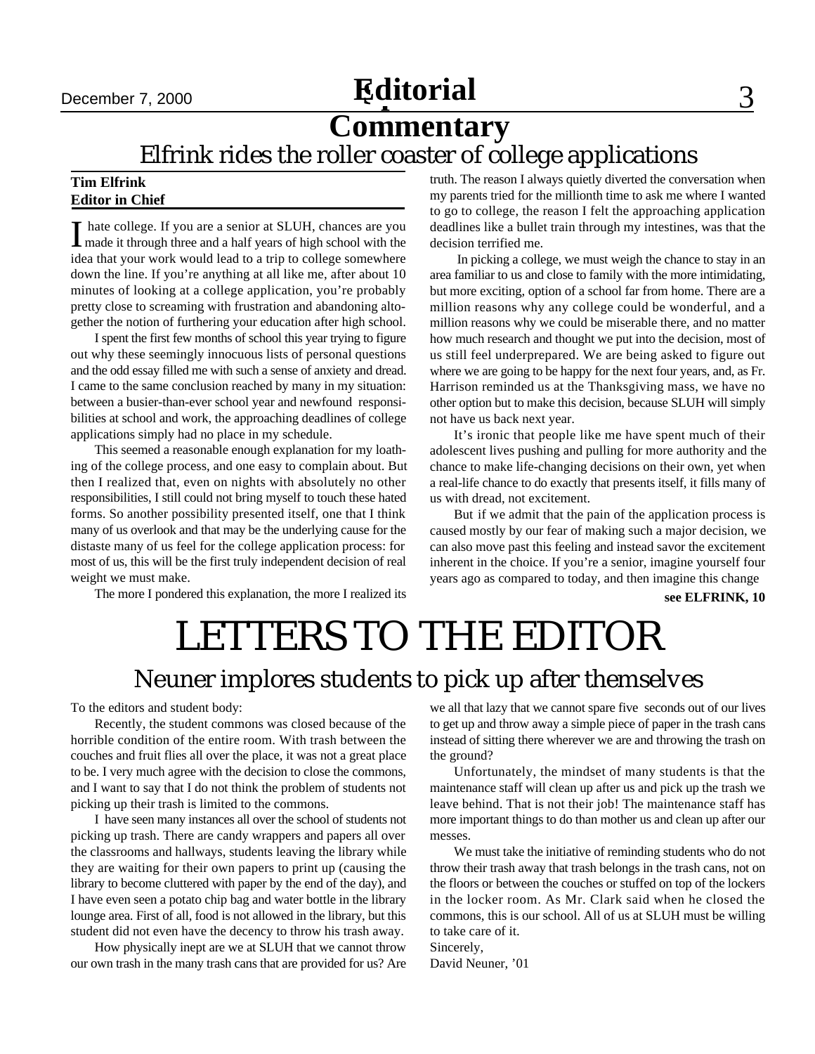# Editorial & Commentary

## Elfrink rides the roller coaster of college applications

**Tim Elfrink**
**Editor in Chief**

I hate college. If you are a senior at SLUH, chances are you made it through three and a half years of high school with the idea that your work would lead to a trip to college somewhere down the line. If you're anything at all like me, after about 10 minutes of looking at a college application, you're probably pretty close to screaming with frustration and abandoning altogether the notion of furthering your education after high school.

I spent the first few months of school this year trying to figure out why these seemingly innocuous lists of personal questions and the odd essay filled me with such a sense of anxiety and dread. I came to the same conclusion reached by many in my situation: between a busier-than-ever school year and newfound responsibilities at school and work, the approaching deadlines of college applications simply had no place in my schedule.

This seemed a reasonable enough explanation for my loathing of the college process, and one easy to complain about. But then I realized that, even on nights with absolutely no other responsibilities, I still could not bring myself to touch these hated forms. So another possibility presented itself, one that I think many of us overlook and that may be the underlying cause for the distaste many of us feel for the college application process: for most of us, this will be the first truly independent decision of real weight we must make.

The more I pondered this explanation, the more I realized its truth. The reason I always quietly diverted the conversation when my parents tried for the millionth time to ask me where I wanted to go to college, the reason I felt the approaching application deadlines like a bullet train through my intestines, was that the decision terrified me.

In picking a college, we must weigh the chance to stay in an area familiar to us and close to family with the more intimidating, but more exciting, option of a school far from home. There are a million reasons why any college could be wonderful, and a million reasons why we could be miserable there, and no matter how much research and thought we put into the decision, most of us still feel underprepared. We are being asked to figure out where we are going to be happy for the next four years, and, as Fr. Harrison reminded us at the Thanksgiving mass, we have no other option but to make this decision, because SLUH will simply not have us back next year.

It's ironic that people like me have spent much of their adolescent lives pushing and pulling for more authority and the chance to make life-changing decisions on their own, yet when a real-life chance to do exactly that presents itself, it fills many of us with dread, not excitement.

But if we admit that the pain of the application process is caused mostly by our fear of making such a major decision, we can also move past this feeling and instead savor the excitement inherent in the choice. If you're a senior, imagine yourself four years ago as compared to today, and then imagine this change

**see ELFRINK, 10**

# LETTERS TO THE EDITOR

## Neuner implores students to pick up after themselves

To the editors and student body:

Recently, the student commons was closed because of the horrible condition of the entire room. With trash between the couches and fruit flies all over the place, it was not a great place to be. I very much agree with the decision to close the commons, and I want to say that I do not think the problem of students not picking up their trash is limited to the commons.

I have seen many instances all over the school of students not picking up trash. There are candy wrappers and papers all over the classrooms and hallways, students leaving the library while they are waiting for their own papers to print up (causing the library to become cluttered with paper by the end of the day), and I have even seen a potato chip bag and water bottle in the library lounge area. First of all, food is not allowed in the library, but this student did not even have the decency to throw his trash away.

How physically inept are we at SLUH that we cannot throw our own trash in the many trash cans that are provided for us? Are we all that lazy that we cannot spare five seconds out of our lives to get up and throw away a simple piece of paper in the trash cans instead of sitting there wherever we are and throwing the trash on the ground?

Unfortunately, the mindset of many students is that the maintenance staff will clean up after us and pick up the trash we leave behind. That is not their job! The maintenance staff has more important things to do than mother us and clean up after our messes.

We must take the initiative of reminding students who do not throw their trash away that trash belongs in the trash cans, not on the floors or between the couches or stuffed on top of the lockers in the locker room. As Mr. Clark said when he closed the commons, this is our school. All of us at SLUH must be willing to take care of it.

Sincerely,
David Neuner, '01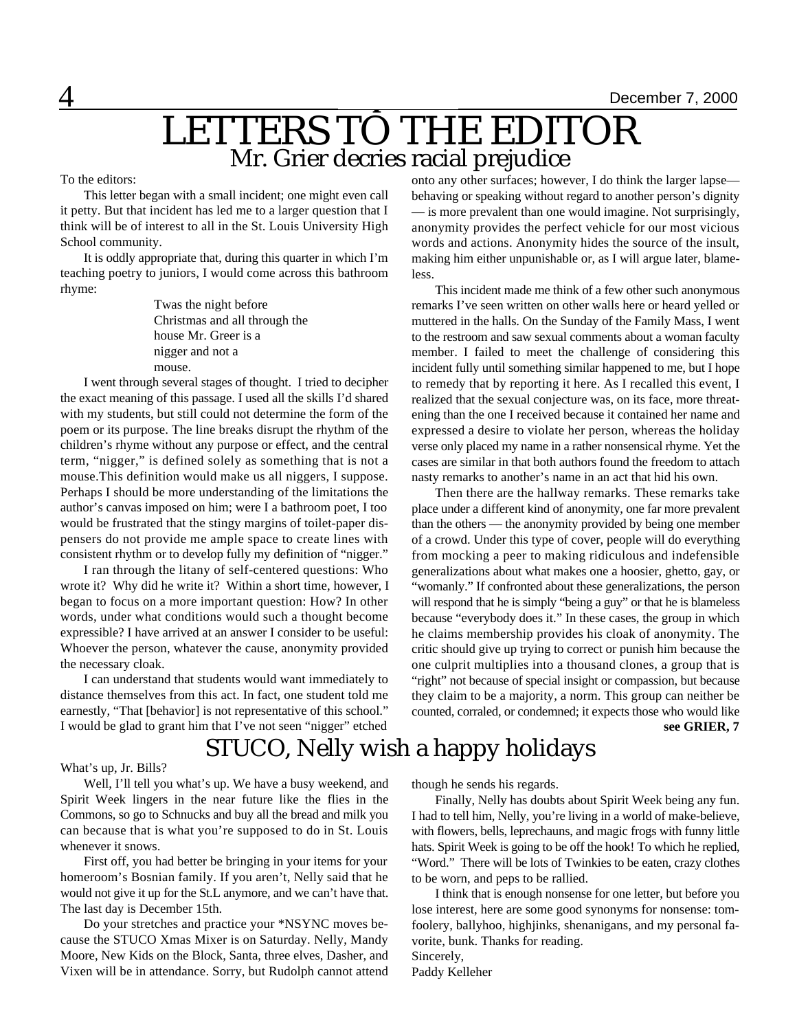# LETTERS TO THE EDITOR

## Mr. Grier decries racial prejudice

To the editors:

This letter began with a small incident; one might even call it petty. But that incident has led me to a larger question that I think will be of interest to all in the St. Louis University High School community.

It is oddly appropriate that, during this quarter in which I'm teaching poetry to juniors, I would come across this bathroom rhyme:

> Twas the night before
> Christmas and all through the
> house Mr. Greer is a
> nigger and not a
> mouse.

I went through several stages of thought. I tried to decipher the exact meaning of this passage. I used all the skills I'd shared with my students, but still could not determine the form of the poem or its purpose. The line breaks disrupt the rhythm of the children's rhyme without any purpose or effect, and the central term, "nigger," is defined solely as something that is not a mouse.This definition would make us all niggers, I suppose. Perhaps I should be more understanding of the limitations the author's canvas imposed on him; were I a bathroom poet, I too would be frustrated that the stingy margins of toilet-paper dispensers do not provide me ample space to create lines with consistent rhythm or to develop fully my definition of "nigger."

I ran through the litany of self-centered questions: Who wrote it? Why did he write it? Within a short time, however, I began to focus on a more important question: How? In other words, under what conditions would such a thought become expressible? I have arrived at an answer I consider to be useful: Whoever the person, whatever the cause, anonymity provided the necessary cloak.

I can understand that students would want immediately to distance themselves from this act. In fact, one student told me earnestly, "That [behavior] is not representative of this school." I would be glad to grant him that I've not seen "nigger" etched onto any other surfaces; however, I do think the larger lapse—behaving or speaking without regard to another person's dignity — is more prevalent than one would imagine. Not surprisingly, anonymity provides the perfect vehicle for our most vicious words and actions. Anonymity hides the source of the insult, making him either unpunishable or, as I will argue later, blameless.

This incident made me think of a few other such anonymous remarks I've seen written on other walls here or heard yelled or muttered in the halls. On the Sunday of the Family Mass, I went to the restroom and saw sexual comments about a woman faculty member. I failed to meet the challenge of considering this incident fully until something similar happened to me, but I hope to remedy that by reporting it here. As I recalled this event, I realized that the sexual conjecture was, on its face, more threatening than the one I received because it contained her name and expressed a desire to violate her person, whereas the holiday verse only placed my name in a rather nonsensical rhyme. Yet the cases are similar in that both authors found the freedom to attach nasty remarks to another's name in an act that hid his own.

Then there are the hallway remarks. These remarks take place under a different kind of anonymity, one far more prevalent than the others — the anonymity provided by being one member of a crowd. Under this type of cover, people will do everything from mocking a peer to making ridiculous and indefensible generalizations about what makes one a hoosier, ghetto, gay, or "womanly." If confronted about these generalizations, the person will respond that he is simply "being a guy" or that he is blameless because "everybody does it." In these cases, the group in which he claims membership provides his cloak of anonymity. The critic should give up trying to correct or punish him because the one culprit multiplies into a thousand clones, a group that is "right" not because of special insight or compassion, but because they claim to be a majority, a norm. This group can neither be counted, corralled, or condemned; it expects those who would like

**see GRIER, 7**

## STUCO, Nelly wish a happy holidays

What's up, Jr. Bills?

Well, I'll tell you what's up. We have a busy weekend, and Spirit Week lingers in the near future like the flies in the Commons, so go to Schnucks and buy all the bread and milk you can because that is what you're supposed to do in St. Louis whenever it snows.

First off, you had better be bringing in your items for your homeroom's Bosnian family. If you aren't, Nelly said that he would not give it up for the St.L anymore, and we can't have that. The last day is December 15th.

Do your stretches and practice your *NSYNC moves because the STUCO Xmas Mixer is on Saturday. Nelly, Mandy Moore, New Kids on the Block, Santa, three elves, Dasher, and Vixen will be in attendance. Sorry, but Rudolph cannot attend though he sends his regards.

Finally, Nelly has doubts about Spirit Week being any fun. I had to tell him, Nelly, you're living in a world of make-believe, with flowers, bells, leprechauns, and magic frogs with funny little hats. Spirit Week is going to be off the hook! To which he replied, "Word." There will be lots of Twinkies to be eaten, crazy clothes to be worn, and peps to be rallied.

I think that is enough nonsense for one letter, but before you lose interest, here are some good synonyms for nonsense: tomfoolery, ballyhoo, highjinks, shenanigans, and my personal favorite, bunk. Thanks for reading.

Sincerely,
Paddy Kelleher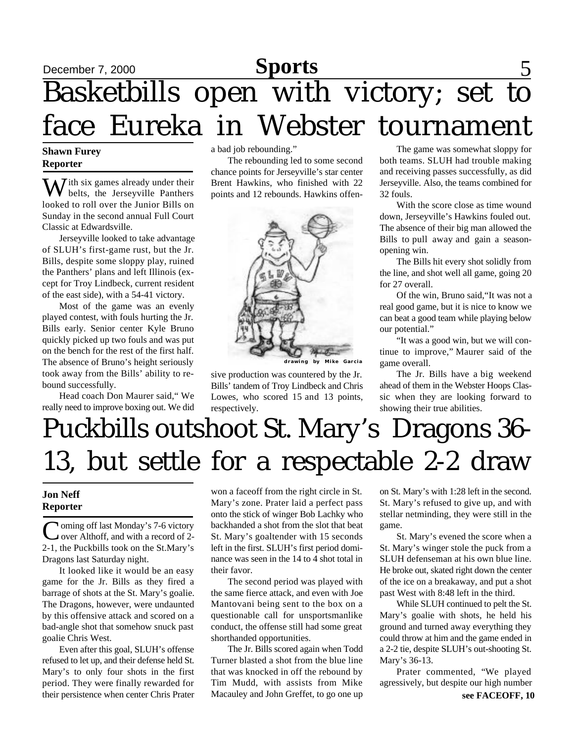# Basketbills open with victory; set to face Eureka in Webster tournament

**Shawn Furey**
**Reporter**

With six games already under their belts, the Jerseyville Panthers looked to roll over the Junior Bills on Sunday in the second annual Full Court Classic at Edwardsville.

Jerseyville looked to take advantage of SLUH's first-game rust, but the Jr. Bills, despite some sloppy play, ruined the Panthers' plans and left Illinois (except for Troy Lindbeck, current resident of the east side), with a 54-41 victory.

Most of the game was an evenly played contest, with fouls hurting the Jr. Bills early. Senior center Kyle Bruno quickly picked up two fouls and was put on the bench for the rest of the first half. The absence of Bruno's height seriously took away from the Bills' ability to rebound successfully.

Head coach Don Maurer said," We really need to improve boxing out. We did a bad job rebounding."

The rebounding led to some second chance points for Jerseyville's star center Brent Hawkins, who finished with 22 points and 12 rebounds. Hawkins offensive production was countered by the Jr. Bills' tandem of Troy Lindbeck and Chris Lowes, who scored 15 and 13 points, respectively.

drawing by Mike Garcia

The game was somewhat sloppy for both teams. SLUH had trouble making and receiving passes successfully, as did Jerseyville. Also, the teams combined for 32 fouls.

With the score close as time wound down, Jerseyville's Hawkins fouled out. The absence of their big man allowed the Bills to pull away and gain a season-opening win.

The Bills hit every shot solidly from the line, and shot well all game, going 20 for 27 overall.

Of the win, Bruno said,"It was not a real good game, but it is nice to know we can beat a good team while playing below our potential."

"It was a good win, but we will continue to improve," Maurer said of the game overall.

The Jr. Bills have a big weekend ahead of them in the Webster Hoops Classic when they are looking forward to showing their true abilities.

# Puckbills outshoot St. Mary's Dragons 36-13, but settle for a respectable 2-2 draw

**Jon Neff**
**Reporter**

Coming off last Monday's 7-6 victory over Althoff, and with a record of 2-2-1, the Puckbills took on the St.Mary's Dragons last Saturday night.

It looked like it would be an easy game for the Jr. Bills as they fired a barrage of shots at the St. Mary's goalie. The Dragons, however, were undaunted by this offensive attack and scored on a bad-angle shot that somehow snuck past goalie Chris West.

Even after this goal, SLUH's offense refused to let up, and their defense held St. Mary's to only four shots in the first period. They were finally rewarded for their persistence when center Chris Prater won a faceoff from the right circle in St. Mary's zone. Prater laid a perfect pass onto the stick of winger Bob Lachky who backhanded a shot from the slot that beat St. Mary's goaltender with 15 seconds left in the first. SLUH's first period dominance was seen in the 14 to 4 shot total in their favor.

The second period was played with the same fierce attack, and even with Joe Mantovani being sent to the box on a questionable call for unsportsmanlike conduct, the offense still had some great shorthanded opportunities.

The Jr. Bills scored again when Todd Turner blasted a shot from the blue line that was knocked in off the rebound by Tim Mudd, with assists from Mike Macauley and John Greffet, to go one up on St. Mary's with 1:28 left in the second. St. Mary's refused to give up, and with stellar netminding, they were still in the game.

St. Mary's evened the score when a St. Mary's winger stole the puck from a SLUH defenseman at his own blue line. He broke out, skated right down the center of the ice on a breakaway, and put a shot past West with 8:48 left in the third.

While SLUH continued to pelt the St. Mary's goalie with shots, he held his ground and turned away everything they could throw at him and the game ended in a 2-2 tie, despite SLUH's out-shooting St. Mary's 36-13.

Prater commented, "We played agressively, but despite our high number

**see FACEOFF, 10**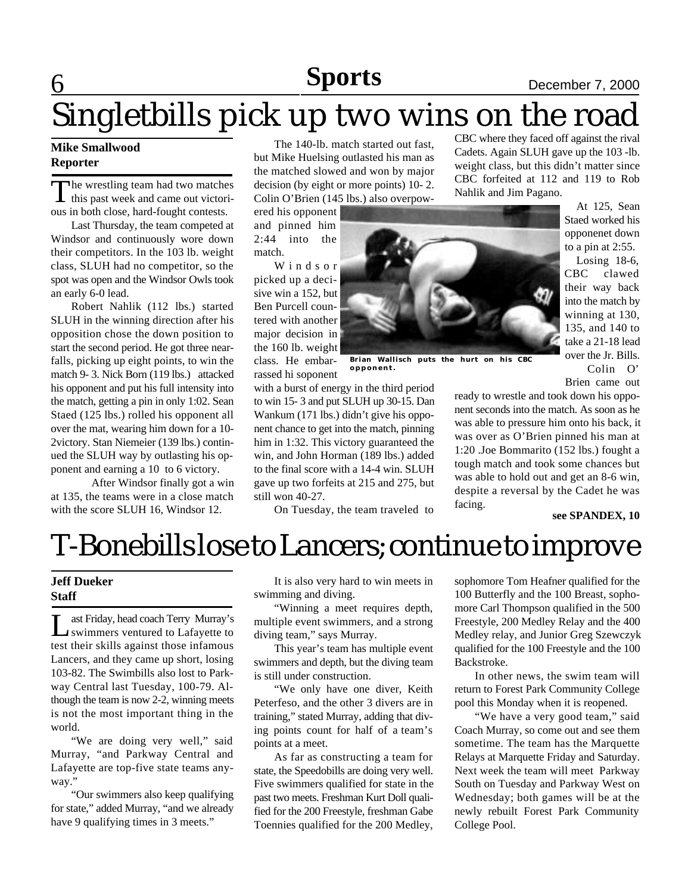# Singletbills pick up two wins on the road

**Mike Smallwood**
**Reporter**

The wrestling team had two matches this past week and came out victorious in both close, hard-fought contests.

Last Thursday, the team competed at Windsor and continuously wore down their competitors. In the 103 lb. weight class, SLUH had no competitor, so the spot was open and the Windsor Owls took an early 6-0 lead.

Robert Nahlik (112 lbs.) started SLUH in the winning direction after his opposition chose the down position to start the second period. He got three near-falls, picking up eight points, to win the match 9- 3. Nick Born (119 lbs.) attacked his opponent and put his full intensity into the match, getting a pin in only 1:02. Sean Staed (125 lbs.) rolled his opponent all over the mat, wearing him down for a 10-2victory. Stan Niemeier (139 lbs.) continued the SLUH way by outlasting his opponent and earning a 10 to 6 victory.

After Windsor finally got a win at 135, the teams were in a close match with the score SLUH 16, Windsor 12.

The 140-lb. match started out fast, but Mike Huelsing outlasted his man as the matched slowed and won by major decision (by eight or more points) 10- 2. Colin O'Brien (145 lbs.) also overpowered his opponent and pinned him 2:44 into the match.

Windsor picked up a decisive win a 152, but Ben Purcell countered with another major decision in the 160 lb. weight class. He embarrassed hi soponent with a burst of energy in the third period to win 15- 3 and put SLUH up 30-15. Dan Wankum (171 lbs.) didn't give his opponent chance to get into the match, pinning him in 1:32. This victory guaranteed the win, and John Horman (189 lbs.) added to the final score with a 14-4 win. SLUH gave up two forfeits at 215 and 275, but still won 40-27.

On Tuesday, the team traveled to CBC where they faced off against the rival Cadets. Again SLUH gave up the 103 -lb. weight class, but this didn't matter since CBC forfeited at 112 and 119 to Rob Nahlik and Jim Pagano.

Brian Wallisch puts the hurt on his CBC opponent.

At 125, Sean Staed worked his opponenet down to a pin at 2:55.

Losing 18-6, CBC clawed their way back into the match by winning at 130, 135, and 140 to take a 21-18 lead over the Jr. Bills.

Colin O' Brien came out ready to wrestle and took down his opponent seconds into the match. As soon as he was able to pressure him onto his back, it was over as O'Brien pinned his man at 1:20 .Joe Bommarito (152 lbs.) fought a tough match and took some chances but was able to hold out and get an 8-6 win, despite a reversal by the Cadet he was facing.

**see SPANDEX, 10**

# T-Bonebills lose to Lancers; continue to improve

**Jeff Dueker**
**Staff**

Last Friday, head coach Terry Murray's swimmers ventured to Lafayette to test their skills against those infamous Lancers, and they came up short, losing 103-82. The Swimbills also lost to Parkway Central last Tuesday, 100-79. Although the team is now 2-2, winning meets is not the most important thing in the world.

"We are doing very well," said Murray, "and Parkway Central and Lafayette are top-five state teams anyway."

"Our swimmers also keep qualifying for state," added Murray, "and we already have 9 qualifying times in 3 meets."

It is also very hard to win meets in swimming and diving.

"Winning a meet requires depth, multiple event swimmers, and a strong diving team," says Murray.

This year's team has multiple event swimmers and depth, but the diving team is still under construction.

"We only have one diver, Keith Peterfeso, and the other 3 divers are in training," stated Murray, adding that diving points count for half of a team's points at a meet.

As far as constructing a team for state, the Speedobills are doing very well. Five swimmers qualified for state in the past two meets. Freshman Kurt Doll qualified for the 200 Freestyle, freshman Gabe Toennies qualified for the 200 Medley, sophomore Tom Heafner qualified for the 100 Butterfly and the 100 Breast, sophomore Carl Thompson qualified in the 500 Freestyle, 200 Medley Relay and the 400 Medley relay, and Junior Greg Szewczyk qualified for the 100 Freestyle and the 100 Backstroke.

In other news, the swim team will return to Forest Park Community College pool this Monday when it is reopened.

"We have a very good team," said Coach Murray, so come out and see them sometime. The team has the Marquette Relays at Marquette Friday and Saturday. Next week the team will meet Parkway South on Tuesday and Parkway West on Wednesday; both games will be at the newly rebuilt Forest Park Community College Pool.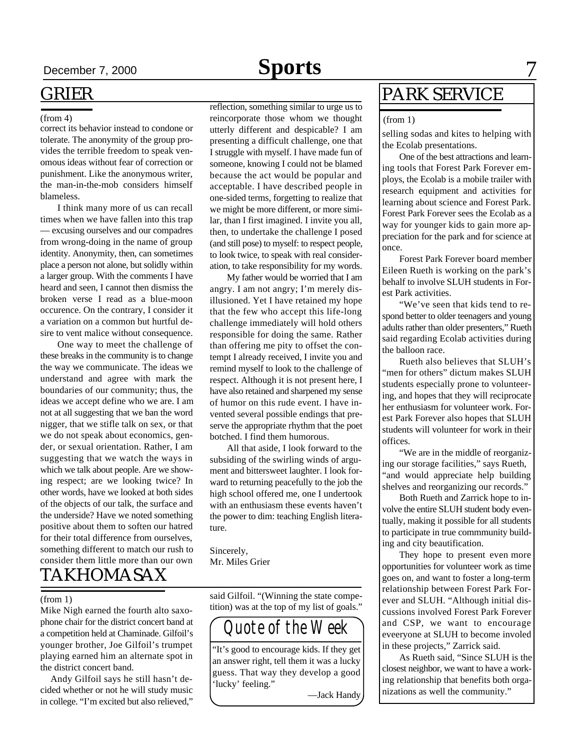## GRIER

(from 4)

correct its behavior instead to condone or tolerate. The anonymity of the group provides the terrible freedom to speak venomous ideas without fear of correction or punishment. Like the anonymous writer, the man-in-the-mob considers himself blameless.

I think many more of us can recall times when we have fallen into this trap — excusing ourselves and our compadres from wrong-doing in the name of group identity. Anonymity, then, can sometimes place a person not alone, but solidly within a larger group. With the comments I have heard and seen, I cannot then dismiss the broken verse I read as a blue-moon occurence. On the contrary, I consider it a variation on a common but hurtful desire to vent malice without consequence.

One way to meet the challenge of these breaks in the community is to change the way we communicate. The ideas we understand and agree with mark the boundaries of our community; thus, the ideas we accept define who we are. I am not at all suggesting that we ban the word nigger, that we stifle talk on sex, or that we do not speak about economics, gender, or sexual orientation. Rather, I am suggesting that we watch the ways in which we talk about people. Are we showing respect; are we looking twice? In other words, have we looked at both sides of the objects of our talk, the surface and the underside? Have we noted something positive about them to soften our hatred for their total difference from ourselves, something different to match our rush to consider them little more than our own reflection, something similar to urge us to reincorporate those whom we thought utterly different and despicable? I am presenting a difficult challenge, one that I struggle with myself. I have made fun of someone, knowing I could not be blamed because the act would be popular and acceptable. I have described people in one-sided terms, forgetting to realize that we might be more different, or more similar, than I first imagined. I invite you all, then, to undertake the challenge I posed (and still pose) to myself: to respect people, to look twice, to speak with real consideration, to take responsibility for my words.

My father would be worried that I am angry. I am not angry; I'm merely disillusioned. Yet I have retained my hope that the few who accept this life-long challenge immediately will hold others responsible for doing the same. Rather than offering me pity to offset the contempt I already received, I invite you and remind myself to look to the challenge of respect. Although it is not present here, I have also retained and sharpened my sense of humor on this rude event. I have invented several possible endings that preserve the appropriate rhythm that the poet botched. I find them humorous.

All that aside, I look forward to the subsiding of the swirling winds of argument and bittersweet laughter. I look forward to returning peacefully to the job the high school offered me, one I undertook with an enthusiasm these events haven't the power to dim: teaching English literature.

Sincerely,
Mr. Miles Grier

## TAKHOMA SAX

(from 1)

Mike Nigh earned the fourth alto saxophone chair for the district concert band at a competition held at Chaminade. Gilfoil's younger brother, Joe Gilfoil's trumpet playing earned him an alternate spot in the district concert band.

Andy Gilfoil says he still hasn't decided whether or not he will study music in college. "I'm excited but also relieved," said Gilfoil. "(Winning the state competition) was at the top of my list of goals."

### Quote of the Week

"It's good to encourage kids. If they get an answer right, tell them it was a lucky guess. That way they develop a good 'lucky' feeling."

—Jack Handy

## PARK SERVICE

(from 1)

selling sodas and kites to helping with the Ecolab presentations.

One of the best attractions and learning tools that Forest Park Forever employs, the Ecolab is a mobile trailer with research equipment and activities for learning about science and Forest Park. Forest Park Forever sees the Ecolab as a way for younger kids to gain more appreciation for the park and for science at once.

Forest Park Forever board member Eileen Rueth is working on the park's behalf to involve SLUH students in Forest Park activities.

"We've seen that kids tend to respond better to older teenagers and young adults rather than older presenters," Rueth said regarding Ecolab activities during the balloon race.

Rueth also believes that SLUH's "men for others" dictum makes SLUH students especially prone to volunteering, and hopes that they will reciprocate her enthusiasm for volunteer work. Forest Park Forever also hopes that SLUH students will volunteer for work in their offices.

"We are in the middle of reorganizing our storage facilities," says Rueth, "and would appreciate help building shelves and reorganizing our records."

Both Rueth and Zarrick hope to involve the entire SLUH student body eventually, making it possible for all students to participate in true commmunity building and city beautification.

They hope to present even more opportunities for volunteer work as time goes on, and want to foster a long-term relationship between Forest Park Forever and SLUH. "Although initial discussions involved Forest Park Forever and CSP, we want to encourage eveeryone at SLUH to become involed in these projects," Zarrick said.

As Rueth said, "Since SLUH is the closest neighbor, we want to have a working relationship that benefits both organizations as well the community."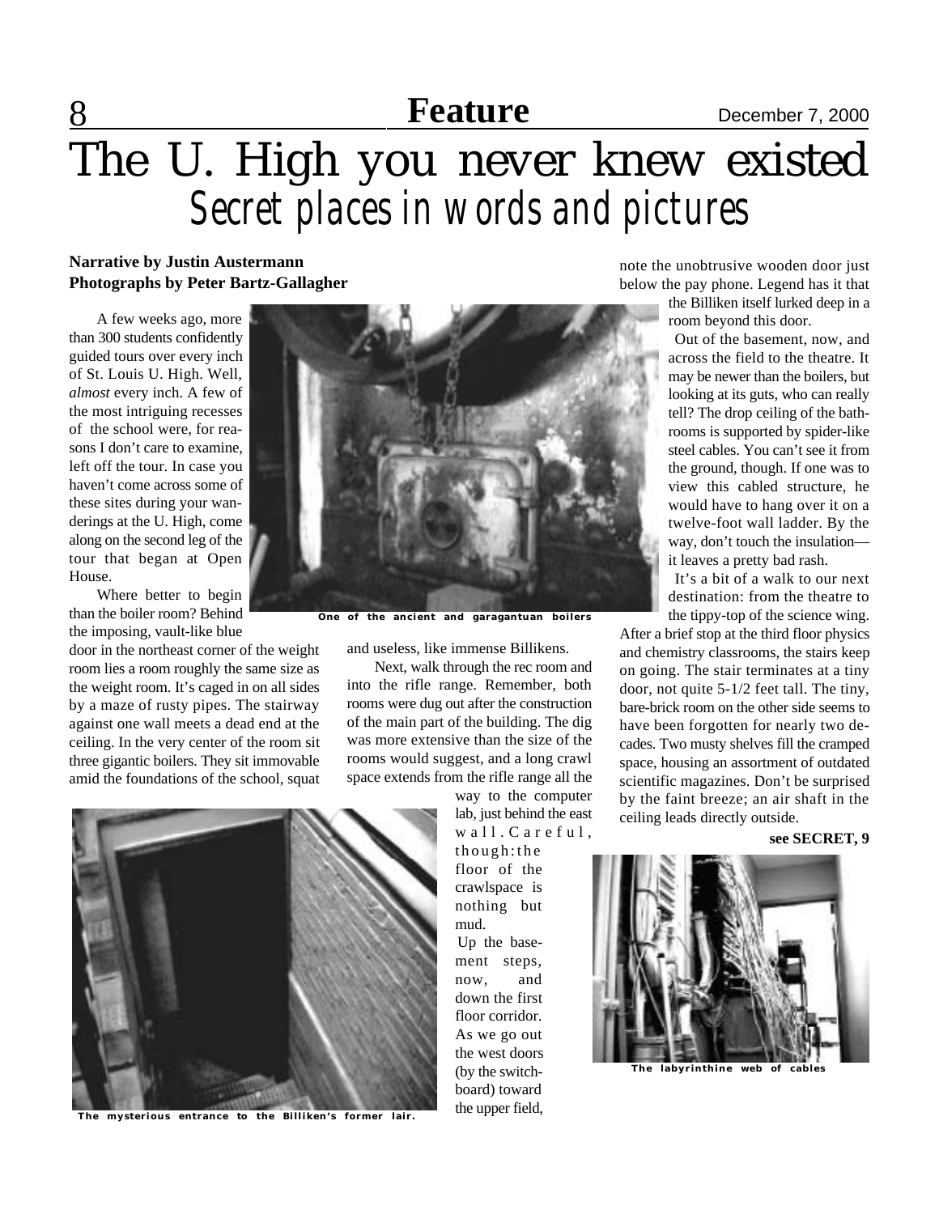# The U. High you never knew existed

## Secret places in words and pictures

**Narrative by Justin Austermann**
**Photographs by Peter Bartz-Gallagher**

A few weeks ago, more than 300 students confidently guided tours over every inch of St. Louis U. High. Well, *almost* every inch. A few of the most intriguing recesses of the school were, for reasons I don't care to examine, left off the tour. In case you haven't come across some of these sites during your wanderings at the U. High, come along on the second leg of the tour that began at Open House.

Where better to begin than the boiler room? Behind the imposing, vault-like blue door in the northeast corner of the weight room lies a room roughly the same size as the weight room. It's caged in on all sides by a maze of rusty pipes. The stairway against one wall meets a dead end at the ceiling. In the very center of the room sit three gigantic boilers. They sit immovable amid the foundations of the school, squat and useless, like immense Billikens.

One of the ancient and garagantuan boilers

Next, walk through the rec room and into the rifle range. Remember, both rooms were dug out after the construction of the main part of the building. The dig was more extensive than the size of the rooms would suggest, and a long crawl space extends from the rifle range all the way to the computer lab, just behind the east wall. Careful, though: the floor of the crawlspace is nothing but mud.

Up the basement steps, now, and down the first floor corridor. As we go out the west doors (by the switchboard) toward the upper field, note the unobtrusive wooden door just below the pay phone. Legend has it that the Billiken itself lurked deep in a room beyond this door.

The mysterious entrance to the Billiken's former lair.

Out of the basement, now, and across the field to the theatre. It may be newer than the boilers, but looking at its guts, who can really tell? The drop ceiling of the bathrooms is supported by spider-like steel cables. You can't see it from the ground, though. If one was to view this cabled structure, he would have to hang over it on a twelve-foot wall ladder. By the way, don't touch the insulation—it leaves a pretty bad rash.

It's a bit of a walk to our next destination: from the theatre to the tippy-top of the science wing. After a brief stop at the third floor physics and chemistry classrooms, the stairs keep on going. The stair terminates at a tiny door, not quite 5-1/2 feet tall. The tiny, bare-brick room on the other side seems to have been forgotten for nearly two decades. Two musty shelves fill the cramped space, housing an assortment of outdated scientific magazines. Don't be surprised by the faint breeze; an air shaft in the ceiling leads directly outside.

**see SECRET, 9**

The labyrinthine web of cables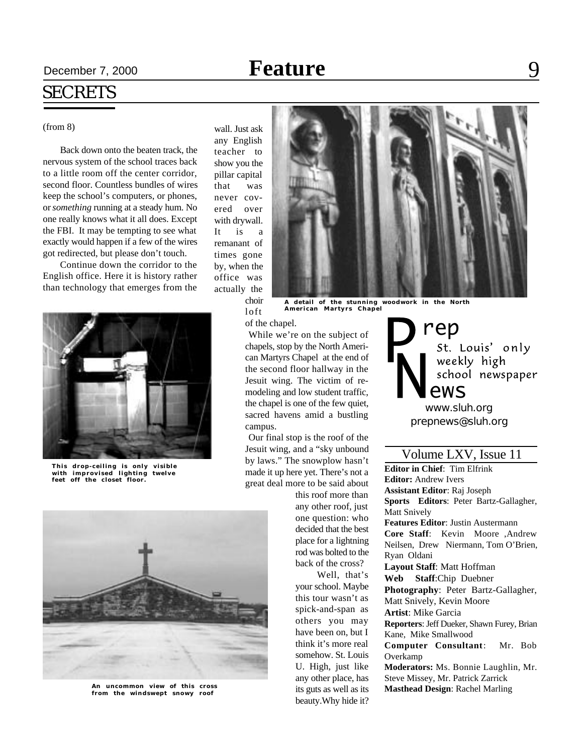# SECRETS

(from 8)

Back down onto the beaten track, the nervous system of the school traces back to a little room off the center corridor, second floor. Countless bundles of wires keep the school's computers, or phones, or *something* running at a steady hum. No one really knows what it all does. Except the FBI. It may be tempting to see what exactly would happen if a few of the wires got redirected, but please don't touch.

Continue down the corridor to the English office. Here it is history rather than technology that emerges from the wall. Just ask any English teacher to show you the pillar capital that was never covered over with drywall. It is a remanant of times gone by, when the office was actually the choir loft of the chapel.

While we're on the subject of chapels, stop by the North American Martyrs Chapel at the end of the second floor hallway in the Jesuit wing. The victim of remodeling and low student traffic, the chapel is one of the few quiet, sacred havens amid a bustling campus.

Our final stop is the roof of the Jesuit wing, and a "sky unbound by laws." The snowplow hasn't made it up here yet. There's not a great deal more to be said about this roof more than any other roof, just one question: who decided that the best place for a lightning rod was bolted to the back of the cross?

Well, that's your school. Maybe this tour wasn't as spick-and-span as others you may have been on, but I think it's more real somehow. St. Louis U. High, just like any other place, has its guts as well as its beauty.Why hide it?

**A detail of the stunning woodwork in the North American Martyrs Chapel**

**This drop-ceiling is only visible with improvised lighting twelve feet off the closet floor.**

**An uncommon view of this cross from the windswept snowy roof**

---

**Prep News**
St. Louis' only weekly high school newspaper
www.sluh.org
prepnews@sluh.org

## Volume LXV, Issue 11

**Editor in Chief**: Tim Elfrink
**Editor:** Andrew Ivers
**Assistant Editor**: Raj Joseph
**Sports Editors**: Peter Bartz-Gallagher, Matt Snively
**Features Editor**: Justin Austermann
**Core Staff**: Kevin Moore ,Andrew Neilsen, Drew Niermann, Tom O'Brien, Ryan Oldani
**Layout Staff**: Matt Hoffman
**Web Staff**:Chip Duebner
**Photography**: Peter Bartz-Gallagher, Matt Snively, Kevin Moore
**Artist**: Mike Garcia
**Reporters**: Jeff Dueker, Shawn Furey, Brian Kane, Mike Smallwood
**Computer Consultant**: Mr. Bob Overkamp
**Moderators:** Ms. Bonnie Laughlin, Mr. Steve Missey, Mr. Patrick Zarrick
**Masthead Design**: Rachel Marling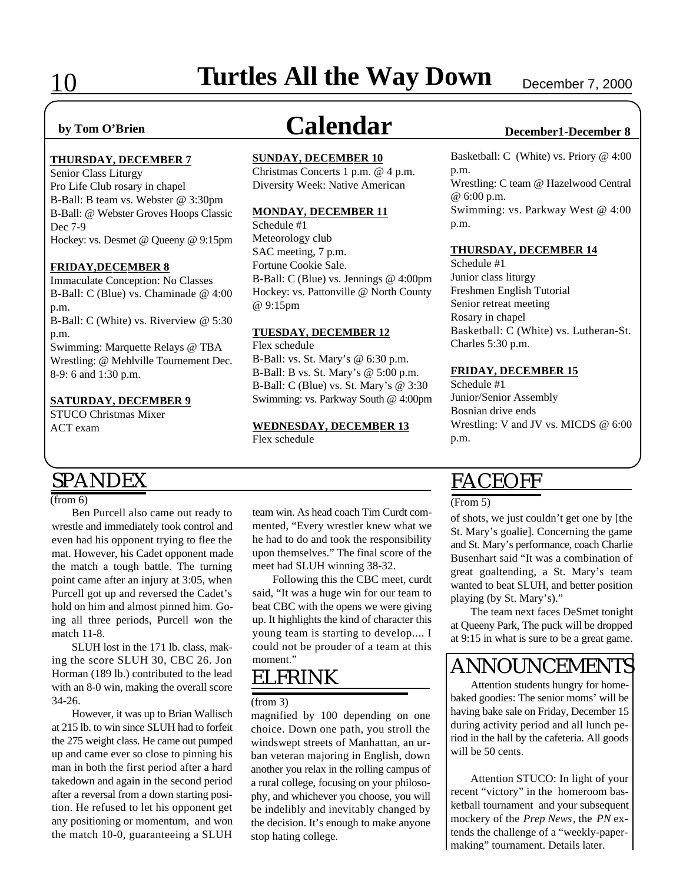# Turtles All the Way Down

## Calendar

**by Tom O'Brien**

**December1-December 8**

**THURSDAY, DECEMBER 7**
Senior Class Liturgy
Pro Life Club rosary in chapel
B-Ball: B team vs. Webster @ 3:30pm
B-Ball: @ Webster Groves Hoops Classic Dec 7-9
Hockey: vs. Desmet @ Queeny @ 9:15pm

**FRIDAY,DECEMBER 8**
Immaculate Conception: No Classes
B-Ball: C (Blue) vs. Chaminade @ 4:00 p.m.
B-Ball: C (White) vs. Riverview @ 5:30 p.m.
Swimming: Marquette Relays @ TBA
Wrestling: @ Mehlville Tournement Dec. 8-9: 6 and 1:30 p.m.

**SATURDAY, DECEMBER 9**
STUCO Christmas Mixer
ACT exam

**SUNDAY, DECEMBER 10**
Christmas Concerts 1 p.m. @ 4 p.m.
Diversity Week: Native American

**MONDAY, DECEMBER 11**
Schedule #1
Meteorology club
SAC meeting, 7 p.m.
Fortune Cookie Sale.
B-Ball: C (Blue) vs. Jennings @ 4:00pm
Hockey: vs. Pattonville @ North County @ 9:15pm

**TUESDAY, DECEMBER 12**
Flex schedule
B-Ball: vs. St. Mary's @ 6:30 p.m.
B-Ball: B vs. St. Mary's @ 5:00 p.m.
B-Ball: C (Blue) vs. St. Mary's @ 3:30
Swimming: vs. Parkway South @ 4:00pm

**WEDNESDAY, DECEMBER 13**
Flex schedule
Basketball: C (White) vs. Priory @ 4:00 p.m.
Wrestling: C team @ Hazelwood Central @ 6:00 p.m.
Swimming: vs. Parkway West @ 4:00 p.m.

**THURSDAY, DECEMBER 14**
Schedule #1
Junior class liturgy
Freshmen English Tutorial
Senior retreat meeting
Rosary in chapel
Basketball: C (White) vs. Lutheran-St. Charles 5:30 p.m.

**FRIDAY, DECEMBER 15**
Schedule #1
Junior/Senior Assembly
Bosnian drive ends
Wrestling: V and JV vs. MICDS @ 6:00 p.m.

## SPANDEX

(from 6)

Ben Purcell also came out ready to wrestle and immediately took control and even had his opponent trying to flee the mat. However, his Cadet opponent made the match a tough battle. The turning point came after an injury at 3:05, when Purcell got up and reversed the Cadet's hold on him and almost pinned him. Going all three periods, Purcell won the match 11-8.

SLUH lost in the 171 lb. class, making the score SLUH 30, CBC 26. Jon Horman (189 lb.) contributed to the lead with an 8-0 win, making the overall score 34-26.

However, it was up to Brian Wallisch at 215 lb. to win since SLUH had to forfeit the 275 weight class. He came out pumped up and came ever so close to pinning his man in both the first period after a hard takedown and again in the second period after a reversal from a down starting position. He refused to let his opponent get any positioning or momentum, and won the match 10-0, guaranteeing a SLUH team win. As head coach Tim Curdt commented, "Every wrestler knew what we he had to do and took the responsibility upon themselves." The final score of the meet had SLUH winning 38-32.

Following this the CBC meet, curdt said, "It was a huge win for our team to beat CBC with the opens we were giving up. It highlights the kind of character this young team is starting to develop.... I could not be prouder of a team at this moment."

## ELFRINK

(from 3)

magnified by 100 depending on one choice. Down one path, you stroll the windswept streets of Manhattan, an urban veteran majoring in English, down another you relax in the rolling campus of a rural college, focusing on your philosophy, and whichever you choose, you will be indelibly and inevitably changed by the decision. It's enough to make anyone stop hating college.

## FACEOFF

(From 5)

of shots, we just couldn't get one by [the St. Mary's goalie]. Concerning the game and St. Mary's performance, coach Charlie Busenhart said "It was a combination of great goaltending, a St. Mary's team wanted to beat SLUH, and better position playing (by St. Mary's)."

The team next faces DeSmet tonight at Queeny Park, The puck will be dropped at 9:15 in what is sure to be a great game.

## ANNOUNCEMENTS

Attention students hungry for home-baked goodies: The senior moms' will be having bake sale on Friday, December 15 during activity period and all lunch period in the hall by the cafeteria. All goods will be 50 cents.

Attention STUCO: In light of your recent "victory" in the homeroom basketball tournament and your subsequent mockery of the *Prep News*, the *PN* extends the challenge of a "weekly-paper-making" tournament. Details later.